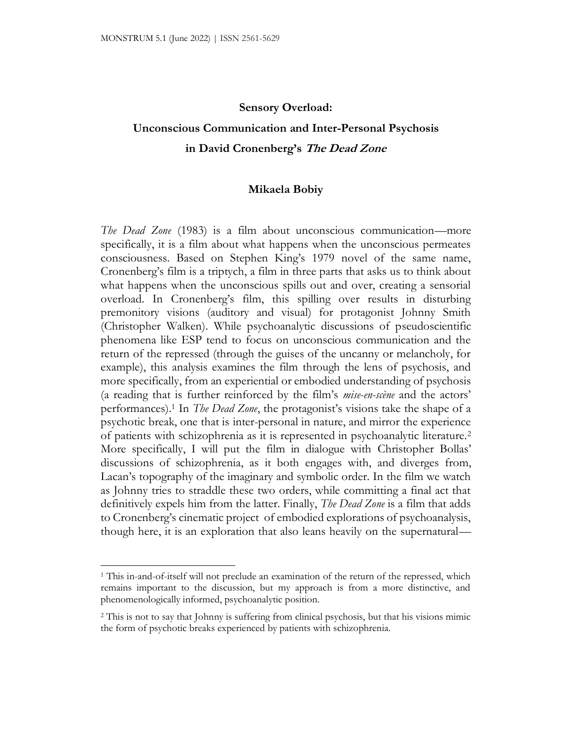# Sensory Overload: Unconscious Communication and Inter-Personal Psychosis in David Cronenberg's *The Dead Zone*

**Mikaela Bobiy**

*The Dead Zone* (1983) is a film about unconscious communication—more specifically, it is a film about what happens when the unconscious permeates consciousness. Based on Stephen King's 1979 novel of the same name, Cronenberg's film is a triptych, a film in three parts that asks us to think about what happens when the unconscious spills out and over, creating a sensorial overload. In Cronenberg's film, this spilling over results in disturbing premonitory visions (auditory and visual) for protagonist Johnny Smith (Christopher Walken). While psychoanalytic discussions of pseudoscientific phenomena like ESP tend to focus on unconscious communication and the return of the repressed (through the guises of the uncanny or melancholy, for example), this analysis examines the film through the lens of psychosis, and more specifically, from an experiential or embodied understanding of psychosis (a reading that is further reinforced by the film's *mise-en-scène* and the actors' performances).[1] In *The Dead Zone*, the protagonist's visions take the shape of a psychotic break, one that is inter-personal in nature, and mirror the experience of patients with schizophrenia as it is represented in psychoanalytic literature.[2] More specifically, I will put the film in dialogue with Christopher Bollas' discussions of schizophrenia, as it both engages with, and diverges from, Lacan's topography of the imaginary and symbolic order. In the film we watch as Johnny tries to straddle these two orders, while committing a final act that definitively expels him from the latter. Finally, *The Dead Zone* is a film that adds to Cronenberg's cinematic project of embodied explorations of psychoanalysis, though here, it is an exploration that also leans heavily on the supernatural—

[1] This in-and-of-itself will not preclude an examination of the return of the repressed, which remains important to the discussion, but my approach is from a more distinctive, and phenomenologically informed, psychoanalytic position.

[2] This is not to say that Johnny is suffering from clinical psychosis, but that his visions mimic the form of psychotic breaks experienced by patients with schizophrenia.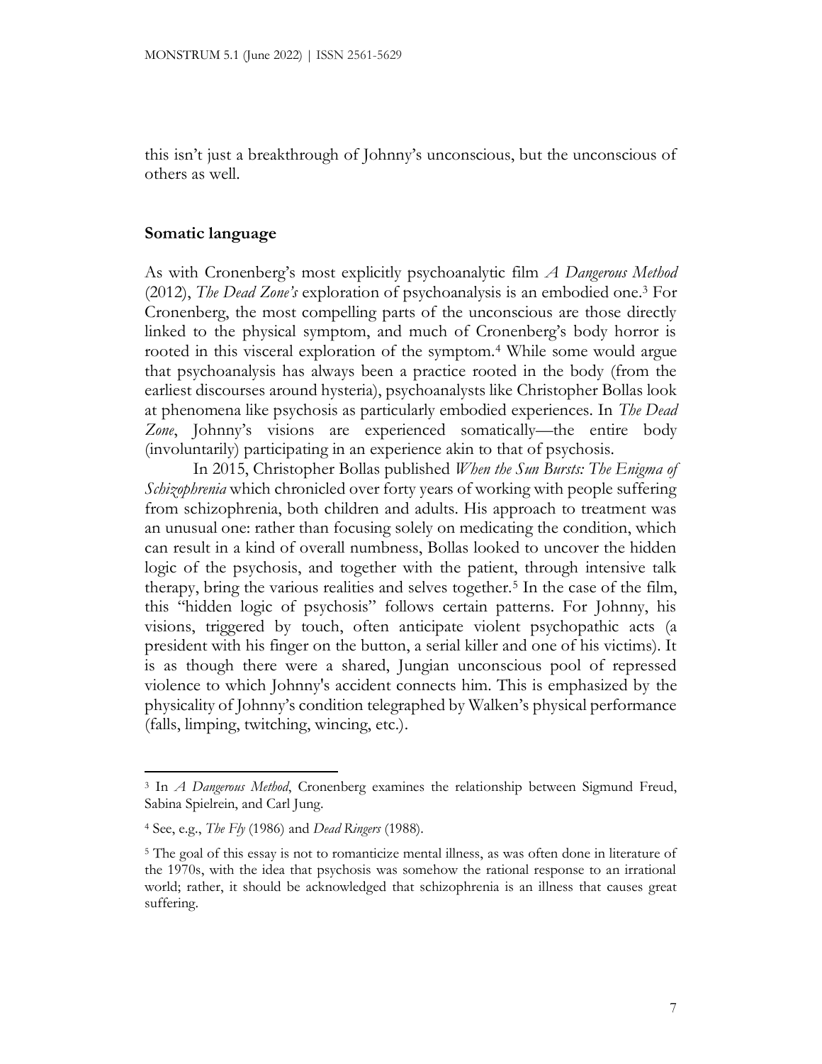this isn't just a breakthrough of Johnny's unconscious, but the unconscious of others as well.

## Somatic language

As with Cronenberg's most explicitly psychoanalytic film *A Dangerous Method* (2012), *The Dead Zone's* exploration of psychoanalysis is an embodied one.[3] For Cronenberg, the most compelling parts of the unconscious are those directly linked to the physical symptom, and much of Cronenberg's body horror is rooted in this visceral exploration of the symptom.[4] While some would argue that psychoanalysis has always been a practice rooted in the body (from the earliest discourses around hysteria), psychoanalysts like Christopher Bollas look at phenomena like psychosis as particularly embodied experiences. In *The Dead Zone*, Johnny's visions are experienced somatically—the entire body (involuntarily) participating in an experience akin to that of psychosis.

In 2015, Christopher Bollas published *When the Sun Bursts: The Enigma of Schizophrenia* which chronicled over forty years of working with people suffering from schizophrenia, both children and adults. His approach to treatment was an unusual one: rather than focusing solely on medicating the condition, which can result in a kind of overall numbness, Bollas looked to uncover the hidden logic of the psychosis, and together with the patient, through intensive talk therapy, bring the various realities and selves together.[5] In the case of the film, this "hidden logic of psychosis" follows certain patterns. For Johnny, his visions, triggered by touch, often anticipate violent psychopathic acts (a president with his finger on the button, a serial killer and one of his victims). It is as though there were a shared, Jungian unconscious pool of repressed violence to which Johnny's accident connects him. This is emphasized by the physicality of Johnny's condition telegraphed by Walken's physical performance (falls, limping, twitching, wincing, etc.).

---

[3] In *A Dangerous Method*, Cronenberg examines the relationship between Sigmund Freud, Sabina Spielrein, and Carl Jung.

[4] See, e.g., *The Fly* (1986) and *Dead Ringers* (1988).

[5] The goal of this essay is not to romanticize mental illness, as was often done in literature of the 1970s, with the idea that psychosis was somehow the rational response to an irrational world; rather, it should be acknowledged that schizophrenia is an illness that causes great suffering.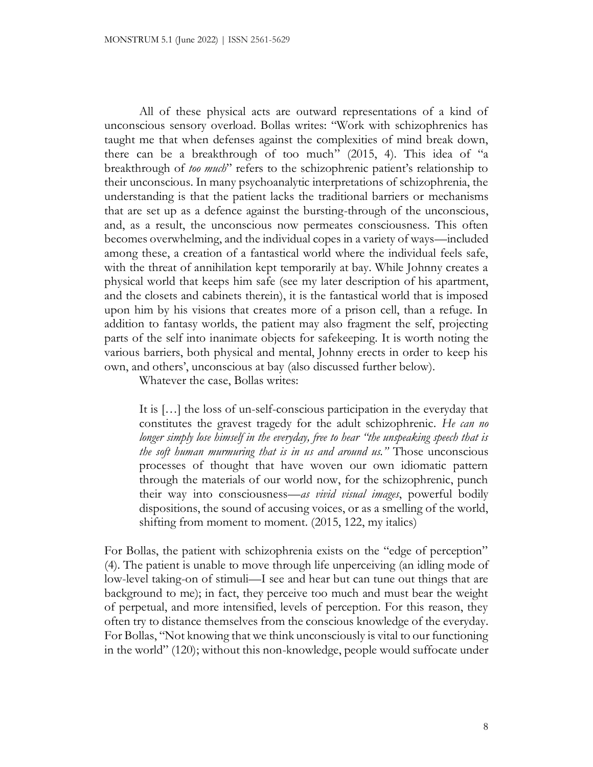All of these physical acts are outward representations of a kind of unconscious sensory overload. Bollas writes: "Work with schizophrenics has taught me that when defenses against the complexities of mind break down, there can be a breakthrough of too much" (2015, 4). This idea of "a breakthrough of *too much*" refers to the schizophrenic patient's relationship to their unconscious. In many psychoanalytic interpretations of schizophrenia, the understanding is that the patient lacks the traditional barriers or mechanisms that are set up as a defence against the bursting-through of the unconscious, and, as a result, the unconscious now permeates consciousness. This often becomes overwhelming, and the individual copes in a variety of ways—included among these, a creation of a fantastical world where the individual feels safe, with the threat of annihilation kept temporarily at bay. While Johnny creates a physical world that keeps him safe (see my later description of his apartment, and the closets and cabinets therein), it is the fantastical world that is imposed upon him by his visions that creates more of a prison cell, than a refuge. In addition to fantasy worlds, the patient may also fragment the self, projecting parts of the self into inanimate objects for safekeeping. It is worth noting the various barriers, both physical and mental, Johnny erects in order to keep his own, and others', unconscious at bay (also discussed further below).

Whatever the case, Bollas writes:

> It is […] the loss of un-self-conscious participation in the everyday that constitutes the gravest tragedy for the adult schizophrenic. *He can no longer simply lose himself in the everyday, free to hear "the unspeaking speech that is the soft human murmuring that is in us and around us."* Those unconscious processes of thought that have woven our own idiomatic pattern through the materials of our world now, for the schizophrenic, punch their way into consciousness—*as vivid visual images*, powerful bodily dispositions, the sound of accusing voices, or as a smelling of the world, shifting from moment to moment. (2015, 122, my italics)

For Bollas, the patient with schizophrenia exists on the "edge of perception" (4). The patient is unable to move through life unperceiving (an idling mode of low-level taking-on of stimuli—I see and hear but can tune out things that are background to me); in fact, they perceive too much and must bear the weight of perpetual, and more intensified, levels of perception. For this reason, they often try to distance themselves from the conscious knowledge of the everyday. For Bollas, "Not knowing that we think unconsciously is vital to our functioning in the world" (120); without this non-knowledge, people would suffocate under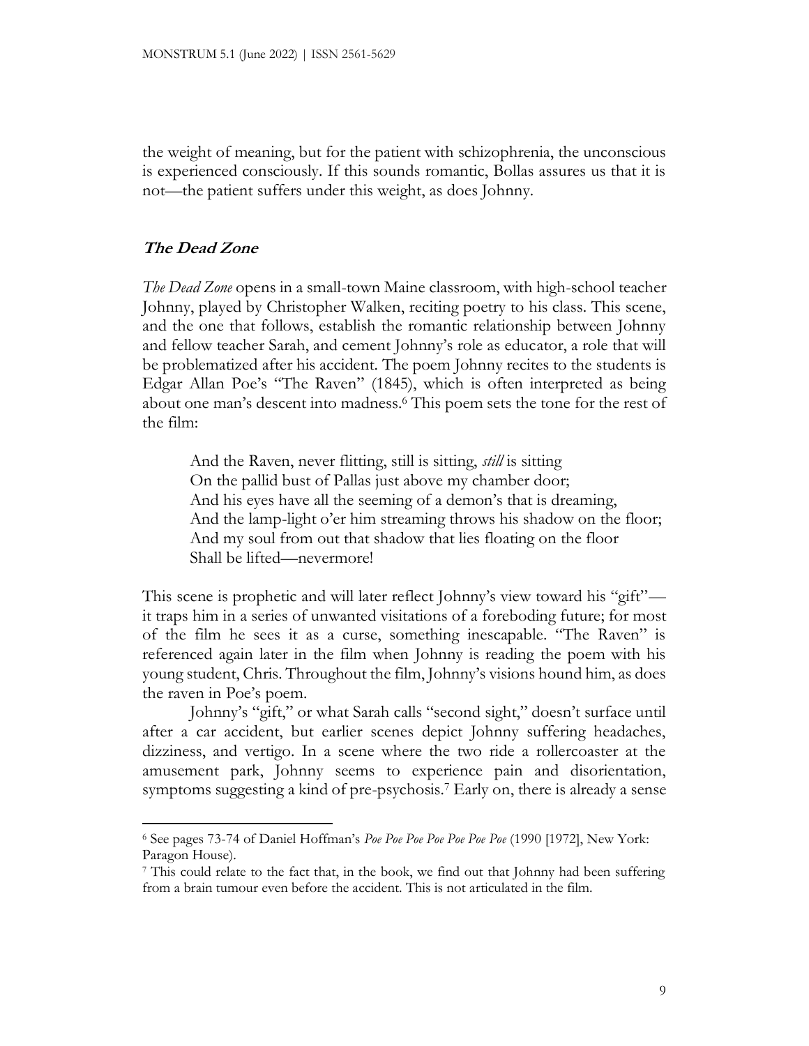the weight of meaning, but for the patient with schizophrenia, the unconscious is experienced consciously. If this sounds romantic, Bollas assures us that it is not—the patient suffers under this weight, as does Johnny.

## ***The Dead Zone***

*The Dead Zone* opens in a small-town Maine classroom, with high-school teacher Johnny, played by Christopher Walken, reciting poetry to his class. This scene, and the one that follows, establish the romantic relationship between Johnny and fellow teacher Sarah, and cement Johnny's role as educator, a role that will be problematized after his accident. The poem Johnny recites to the students is Edgar Allan Poe's "The Raven" (1845), which is often interpreted as being about one man's descent into madness.[6] This poem sets the tone for the rest of the film:

> And the Raven, never flitting, still is sitting, *still* is sitting
> On the pallid bust of Pallas just above my chamber door;
> And his eyes have all the seeming of a demon's that is dreaming,
> And the lamp-light o'er him streaming throws his shadow on the floor;
> And my soul from out that shadow that lies floating on the floor
> Shall be lifted—nevermore!

This scene is prophetic and will later reflect Johnny's view toward his "gift"—it traps him in a series of unwanted visitations of a foreboding future; for most of the film he sees it as a curse, something inescapable. "The Raven" is referenced again later in the film when Johnny is reading the poem with his young student, Chris. Throughout the film, Johnny's visions hound him, as does the raven in Poe's poem.

Johnny's "gift," or what Sarah calls "second sight," doesn't surface until after a car accident, but earlier scenes depict Johnny suffering headaches, dizziness, and vertigo. In a scene where the two ride a rollercoaster at the amusement park, Johnny seems to experience pain and disorientation, symptoms suggesting a kind of pre-psychosis.[7] Early on, there is already a sense

---

[6] See pages 73-74 of Daniel Hoffman's *Poe Poe Poe Poe Poe Poe Poe* (1990 [1972], New York: Paragon House).

[7] This could relate to the fact that, in the book, we find out that Johnny had been suffering from a brain tumour even before the accident. This is not articulated in the film.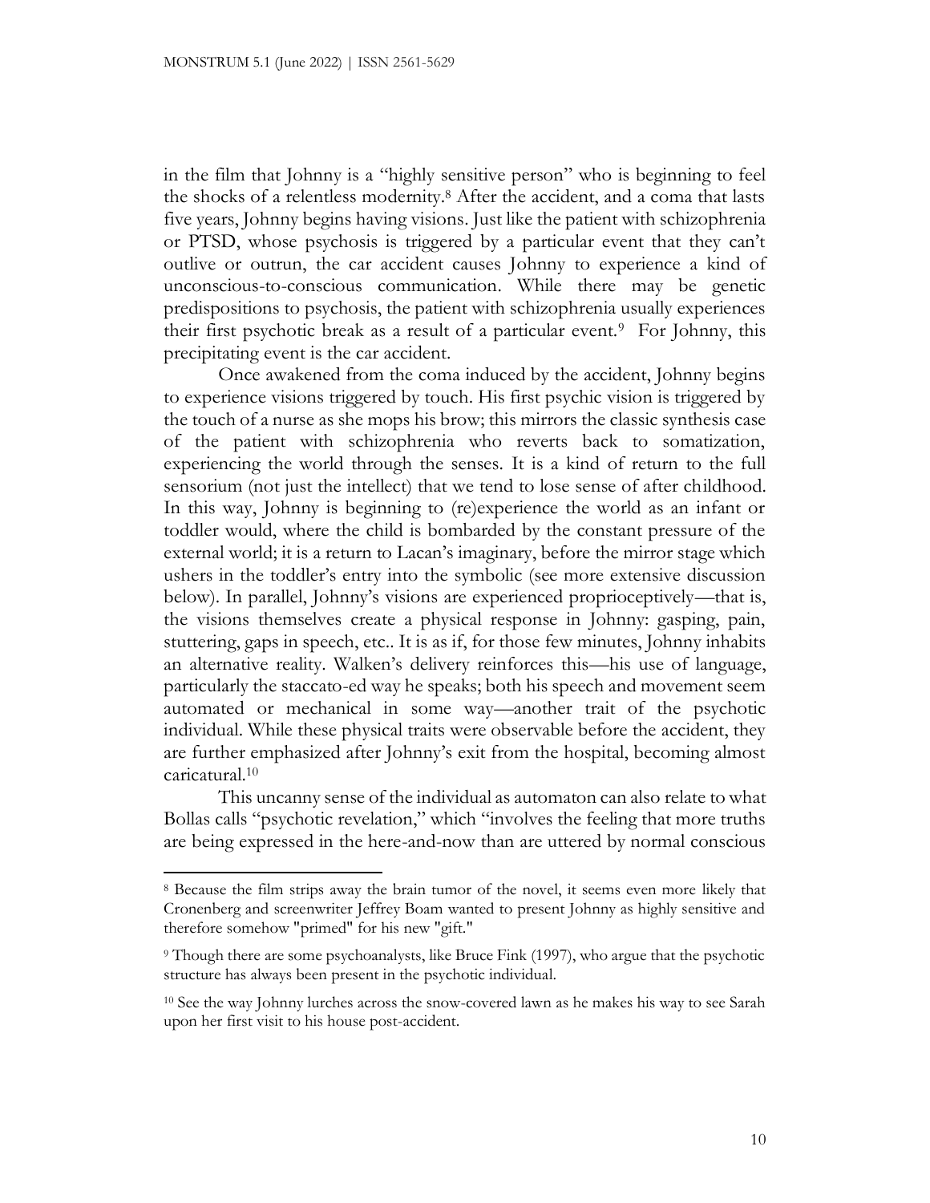in the film that Johnny is a "highly sensitive person" who is beginning to feel the shocks of a relentless modernity.[8] After the accident, and a coma that lasts five years, Johnny begins having visions. Just like the patient with schizophrenia or PTSD, whose psychosis is triggered by a particular event that they can't outlive or outrun, the car accident causes Johnny to experience a kind of unconscious-to-conscious communication. While there may be genetic predispositions to psychosis, the patient with schizophrenia usually experiences their first psychotic break as a result of a particular event.[9] For Johnny, this precipitating event is the car accident.

Once awakened from the coma induced by the accident, Johnny begins to experience visions triggered by touch. His first psychic vision is triggered by the touch of a nurse as she mops his brow; this mirrors the classic synthesis case of the patient with schizophrenia who reverts back to somatization, experiencing the world through the senses. It is a kind of return to the full sensorium (not just the intellect) that we tend to lose sense of after childhood. In this way, Johnny is beginning to (re)experience the world as an infant or toddler would, where the child is bombarded by the constant pressure of the external world; it is a return to Lacan's imaginary, before the mirror stage which ushers in the toddler's entry into the symbolic (see more extensive discussion below). In parallel, Johnny's visions are experienced proprioceptively—that is, the visions themselves create a physical response in Johnny: gasping, pain, stuttering, gaps in speech, etc.. It is as if, for those few minutes, Johnny inhabits an alternative reality. Walken's delivery reinforces this—his use of language, particularly the staccato-ed way he speaks; both his speech and movement seem automated or mechanical in some way—another trait of the psychotic individual. While these physical traits were observable before the accident, they are further emphasized after Johnny's exit from the hospital, becoming almost caricatural.[10]

This uncanny sense of the individual as automaton can also relate to what Bollas calls "psychotic revelation," which "involves the feeling that more truths are being expressed in the here-and-now than are uttered by normal conscious

---

[8] Because the film strips away the brain tumor of the novel, it seems even more likely that Cronenberg and screenwriter Jeffrey Boam wanted to present Johnny as highly sensitive and therefore somehow "primed" for his new "gift."

[9] Though there are some psychoanalysts, like Bruce Fink (1997), who argue that the psychotic structure has always been present in the psychotic individual.

[10] See the way Johnny lurches across the snow-covered lawn as he makes his way to see Sarah upon her first visit to his house post-accident.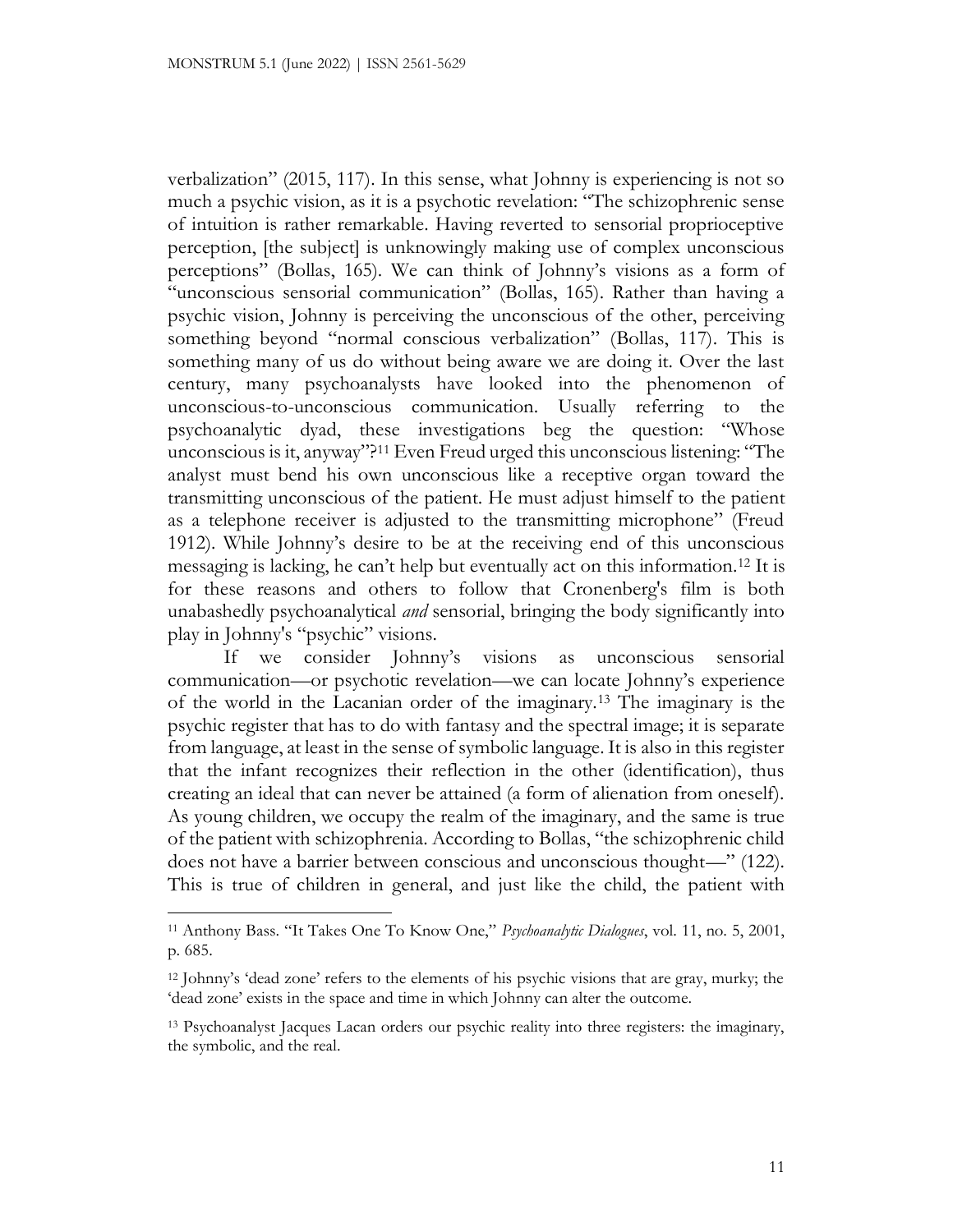verbalization" (2015, 117). In this sense, what Johnny is experiencing is not so much a psychic vision, as it is a psychotic revelation: "The schizophrenic sense of intuition is rather remarkable. Having reverted to sensorial proprioceptive perception, [the subject] is unknowingly making use of complex unconscious perceptions" (Bollas, 165). We can think of Johnny's visions as a form of "unconscious sensorial communication" (Bollas, 165). Rather than having a psychic vision, Johnny is perceiving the unconscious of the other, perceiving something beyond "normal conscious verbalization" (Bollas, 117). This is something many of us do without being aware we are doing it. Over the last century, many psychoanalysts have looked into the phenomenon of unconscious-to-unconscious communication. Usually referring to the psychoanalytic dyad, these investigations beg the question: "Whose unconscious is it, anyway"?[11] Even Freud urged this unconscious listening: "The analyst must bend his own unconscious like a receptive organ toward the transmitting unconscious of the patient. He must adjust himself to the patient as a telephone receiver is adjusted to the transmitting microphone" (Freud 1912). While Johnny's desire to be at the receiving end of this unconscious messaging is lacking, he can't help but eventually act on this information.[12] It is for these reasons and others to follow that Cronenberg's film is both unabashedly psychoanalytical *and* sensorial, bringing the body significantly into play in Johnny's "psychic" visions.

If we consider Johnny's visions as unconscious sensorial communication—or psychotic revelation—we can locate Johnny's experience of the world in the Lacanian order of the imaginary.[13] The imaginary is the psychic register that has to do with fantasy and the spectral image; it is separate from language, at least in the sense of symbolic language. It is also in this register that the infant recognizes their reflection in the other (identification), thus creating an ideal that can never be attained (a form of alienation from oneself). As young children, we occupy the realm of the imaginary, and the same is true of the patient with schizophrenia. According to Bollas, "the schizophrenic child does not have a barrier between conscious and unconscious thought—" (122). This is true of children in general, and just like the child, the patient with

---

[11] Anthony Bass. "It Takes One To Know One," *Psychoanalytic Dialogues*, vol. 11, no. 5, 2001, p. 685.

[12] Johnny's 'dead zone' refers to the elements of his psychic visions that are gray, murky; the 'dead zone' exists in the space and time in which Johnny can alter the outcome.

[13] Psychoanalyst Jacques Lacan orders our psychic reality into three registers: the imaginary, the symbolic, and the real.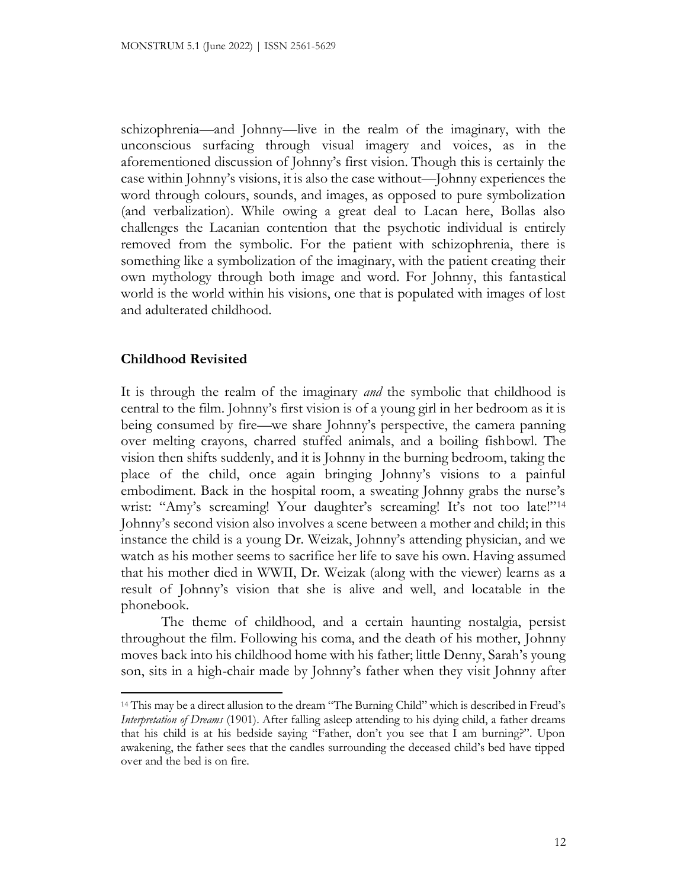schizophrenia—and Johnny—live in the realm of the imaginary, with the unconscious surfacing through visual imagery and voices, as in the aforementioned discussion of Johnny's first vision. Though this is certainly the case within Johnny's visions, it is also the case without—Johnny experiences the word through colours, sounds, and images, as opposed to pure symbolization (and verbalization). While owing a great deal to Lacan here, Bollas also challenges the Lacanian contention that the psychotic individual is entirely removed from the symbolic. For the patient with schizophrenia, there is something like a symbolization of the imaginary, with the patient creating their own mythology through both image and word. For Johnny, this fantastical world is the world within his visions, one that is populated with images of lost and adulterated childhood.

## Childhood Revisited

It is through the realm of the imaginary *and* the symbolic that childhood is central to the film. Johnny's first vision is of a young girl in her bedroom as it is being consumed by fire—we share Johnny's perspective, the camera panning over melting crayons, charred stuffed animals, and a boiling fishbowl. The vision then shifts suddenly, and it is Johnny in the burning bedroom, taking the place of the child, once again bringing Johnny's visions to a painful embodiment. Back in the hospital room, a sweating Johnny grabs the nurse's wrist: "Amy's screaming! Your daughter's screaming! It's not too late!"[14] Johnny's second vision also involves a scene between a mother and child; in this instance the child is a young Dr. Weizak, Johnny's attending physician, and we watch as his mother seems to sacrifice her life to save his own. Having assumed that his mother died in WWII, Dr. Weizak (along with the viewer) learns as a result of Johnny's vision that she is alive and well, and locatable in the phonebook.

The theme of childhood, and a certain haunting nostalgia, persist throughout the film. Following his coma, and the death of his mother, Johnny moves back into his childhood home with his father; little Denny, Sarah's young son, sits in a high-chair made by Johnny's father when they visit Johnny after

---

[14] This may be a direct allusion to the dream "The Burning Child" which is described in Freud's *Interpretation of Dreams* (1901). After falling asleep attending to his dying child, a father dreams that his child is at his bedside saying "Father, don't you see that I am burning?". Upon awakening, the father sees that the candles surrounding the deceased child's bed have tipped over and the bed is on fire.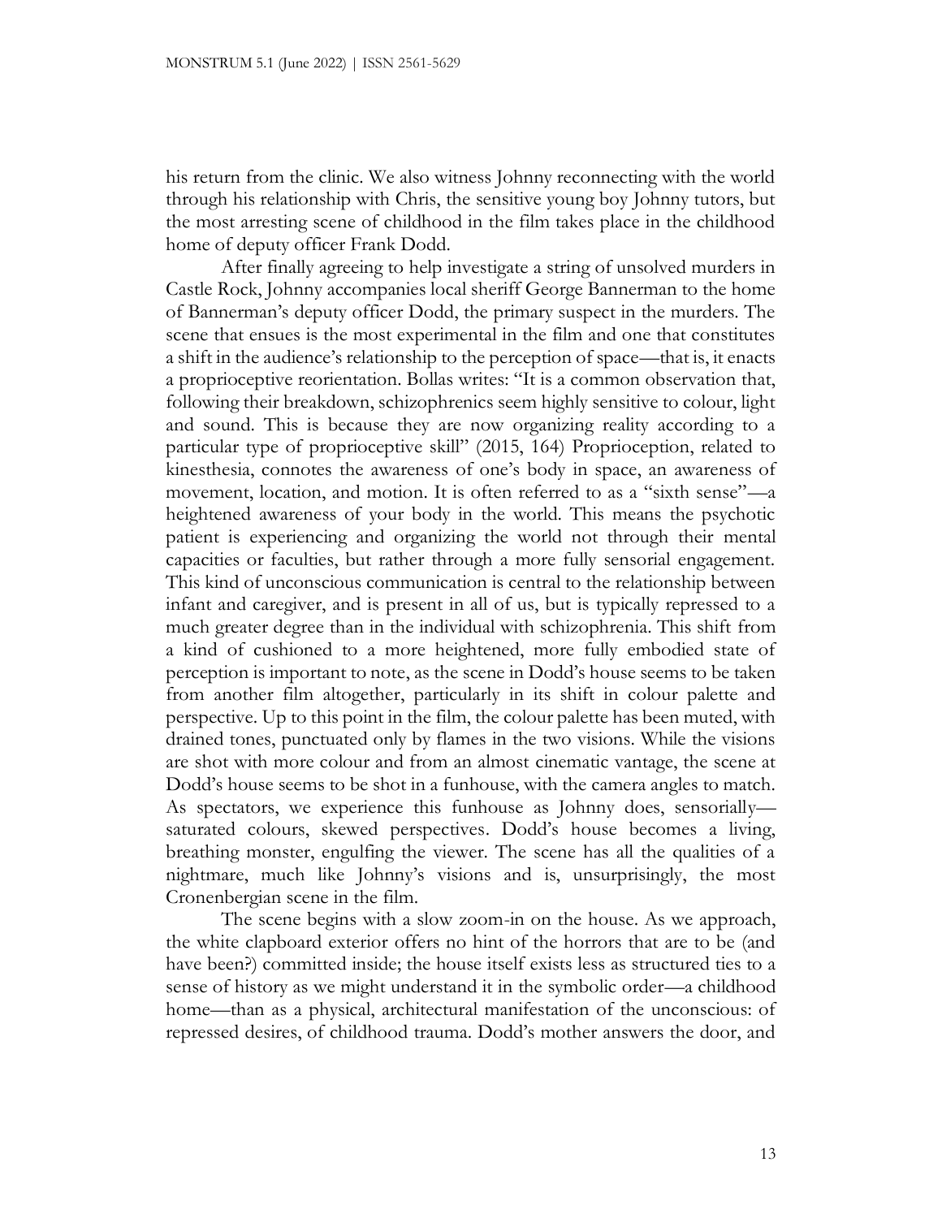his return from the clinic. We also witness Johnny reconnecting with the world through his relationship with Chris, the sensitive young boy Johnny tutors, but the most arresting scene of childhood in the film takes place in the childhood home of deputy officer Frank Dodd.

After finally agreeing to help investigate a string of unsolved murders in Castle Rock, Johnny accompanies local sheriff George Bannerman to the home of Bannerman's deputy officer Dodd, the primary suspect in the murders. The scene that ensues is the most experimental in the film and one that constitutes a shift in the audience's relationship to the perception of space—that is, it enacts a proprioceptive reorientation. Bollas writes: "It is a common observation that, following their breakdown, schizophrenics seem highly sensitive to colour, light and sound. This is because they are now organizing reality according to a particular type of proprioceptive skill" (2015, 164) Proprioception, related to kinesthesia, connotes the awareness of one's body in space, an awareness of movement, location, and motion. It is often referred to as a "sixth sense"—a heightened awareness of your body in the world. This means the psychotic patient is experiencing and organizing the world not through their mental capacities or faculties, but rather through a more fully sensorial engagement. This kind of unconscious communication is central to the relationship between infant and caregiver, and is present in all of us, but is typically repressed to a much greater degree than in the individual with schizophrenia. This shift from a kind of cushioned to a more heightened, more fully embodied state of perception is important to note, as the scene in Dodd's house seems to be taken from another film altogether, particularly in its shift in colour palette and perspective. Up to this point in the film, the colour palette has been muted, with drained tones, punctuated only by flames in the two visions. While the visions are shot with more colour and from an almost cinematic vantage, the scene at Dodd's house seems to be shot in a funhouse, with the camera angles to match. As spectators, we experience this funhouse as Johnny does, sensorially—saturated colours, skewed perspectives. Dodd's house becomes a living, breathing monster, engulfing the viewer. The scene has all the qualities of a nightmare, much like Johnny's visions and is, unsurprisingly, the most Cronenbergian scene in the film.

The scene begins with a slow zoom-in on the house. As we approach, the white clapboard exterior offers no hint of the horrors that are to be (and have been?) committed inside; the house itself exists less as structured ties to a sense of history as we might understand it in the symbolic order—a childhood home—than as a physical, architectural manifestation of the unconscious: of repressed desires, of childhood trauma. Dodd's mother answers the door, and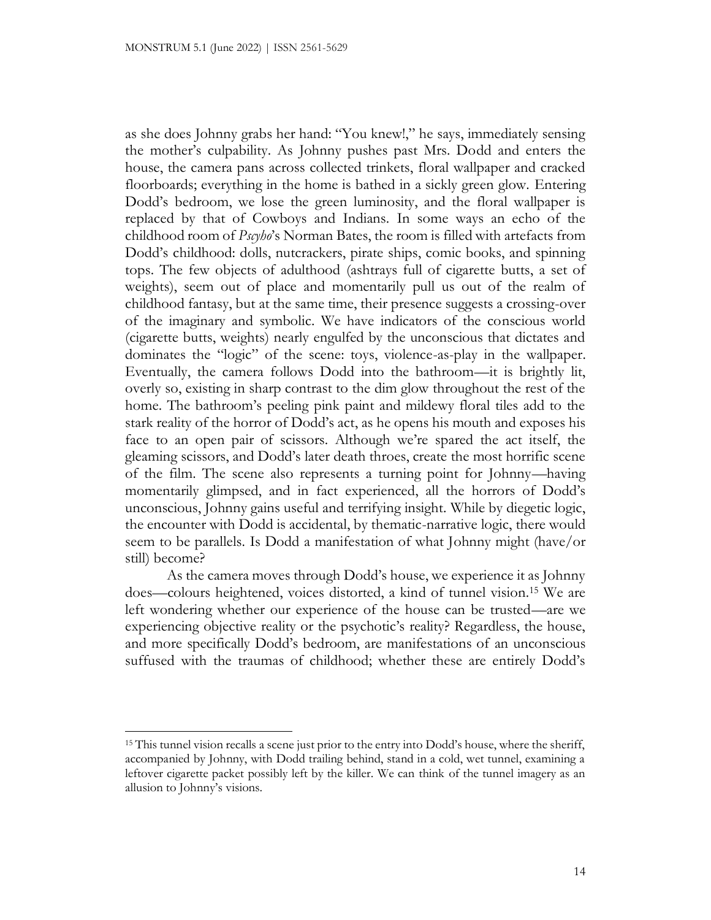as she does Johnny grabs her hand: "You knew!," he says, immediately sensing the mother's culpability. As Johnny pushes past Mrs. Dodd and enters the house, the camera pans across collected trinkets, floral wallpaper and cracked floorboards; everything in the home is bathed in a sickly green glow. Entering Dodd's bedroom, we lose the green luminosity, and the floral wallpaper is replaced by that of Cowboys and Indians. In some ways an echo of the childhood room of *Pscyho*'s Norman Bates, the room is filled with artefacts from Dodd's childhood: dolls, nutcrackers, pirate ships, comic books, and spinning tops. The few objects of adulthood (ashtrays full of cigarette butts, a set of weights), seem out of place and momentarily pull us out of the realm of childhood fantasy, but at the same time, their presence suggests a crossing-over of the imaginary and symbolic. We have indicators of the conscious world (cigarette butts, weights) nearly engulfed by the unconscious that dictates and dominates the "logic" of the scene: toys, violence-as-play in the wallpaper. Eventually, the camera follows Dodd into the bathroom—it is brightly lit, overly so, existing in sharp contrast to the dim glow throughout the rest of the home. The bathroom's peeling pink paint and mildewy floral tiles add to the stark reality of the horror of Dodd's act, as he opens his mouth and exposes his face to an open pair of scissors. Although we're spared the act itself, the gleaming scissors, and Dodd's later death throes, create the most horrific scene of the film. The scene also represents a turning point for Johnny—having momentarily glimpsed, and in fact experienced, all the horrors of Dodd's unconscious, Johnny gains useful and terrifying insight. While by diegetic logic, the encounter with Dodd is accidental, by thematic-narrative logic, there would seem to be parallels. Is Dodd a manifestation of what Johnny might (have/or still) become?

As the camera moves through Dodd's house, we experience it as Johnny does—colours heightened, voices distorted, a kind of tunnel vision.[15] We are left wondering whether our experience of the house can be trusted—are we experiencing objective reality or the psychotic's reality? Regardless, the house, and more specifically Dodd's bedroom, are manifestations of an unconscious suffused with the traumas of childhood; whether these are entirely Dodd's

[15] This tunnel vision recalls a scene just prior to the entry into Dodd's house, where the sheriff, accompanied by Johnny, with Dodd trailing behind, stand in a cold, wet tunnel, examining a leftover cigarette packet possibly left by the killer. We can think of the tunnel imagery as an allusion to Johnny's visions.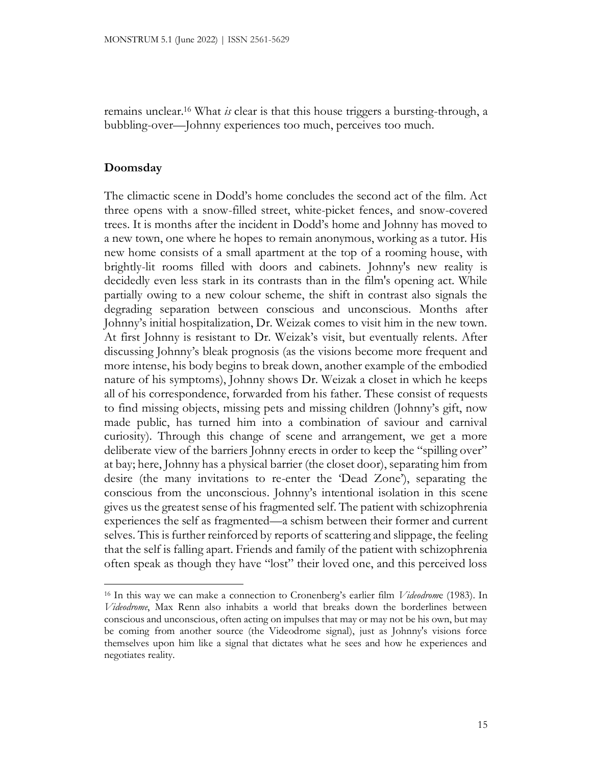remains unclear.[16] What *is* clear is that this house triggers a bursting-through, a bubbling-over—Johnny experiences too much, perceives too much.

## Doomsday

The climactic scene in Dodd's home concludes the second act of the film. Act three opens with a snow-filled street, white-picket fences, and snow-covered trees. It is months after the incident in Dodd's home and Johnny has moved to a new town, one where he hopes to remain anonymous, working as a tutor. His new home consists of a small apartment at the top of a rooming house, with brightly-lit rooms filled with doors and cabinets. Johnny's new reality is decidedly even less stark in its contrasts than in the film's opening act. While partially owing to a new colour scheme, the shift in contrast also signals the degrading separation between conscious and unconscious. Months after Johnny's initial hospitalization, Dr. Weizak comes to visit him in the new town. At first Johnny is resistant to Dr. Weizak's visit, but eventually relents. After discussing Johnny's bleak prognosis (as the visions become more frequent and more intense, his body begins to break down, another example of the embodied nature of his symptoms), Johnny shows Dr. Weizak a closet in which he keeps all of his correspondence, forwarded from his father. These consist of requests to find missing objects, missing pets and missing children (Johnny's gift, now made public, has turned him into a combination of saviour and carnival curiosity). Through this change of scene and arrangement, we get a more deliberate view of the barriers Johnny erects in order to keep the "spilling over" at bay; here, Johnny has a physical barrier (the closet door), separating him from desire (the many invitations to re-enter the 'Dead Zone'), separating the conscious from the unconscious. Johnny's intentional isolation in this scene gives us the greatest sense of his fragmented self. The patient with schizophrenia experiences the self as fragmented—a schism between their former and current selves. This is further reinforced by reports of scattering and slippage, the feeling that the self is falling apart. Friends and family of the patient with schizophrenia often speak as though they have "lost" their loved one, and this perceived loss

---

[16] In this way we can make a connection to Cronenberg's earlier film *Videodrome* (1983). In *Videodrome*, Max Renn also inhabits a world that breaks down the borderlines between conscious and unconscious, often acting on impulses that may or may not be his own, but may be coming from another source (the Videodrome signal), just as Johnny's visions force themselves upon him like a signal that dictates what he sees and how he experiences and negotiates reality.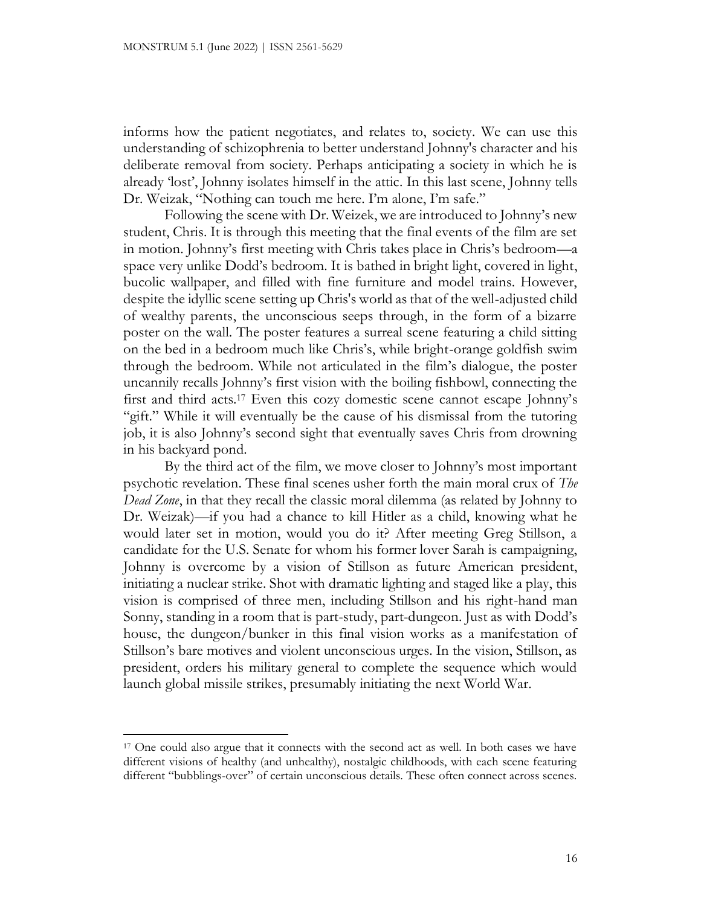informs how the patient negotiates, and relates to, society. We can use this understanding of schizophrenia to better understand Johnny's character and his deliberate removal from society. Perhaps anticipating a society in which he is already 'lost', Johnny isolates himself in the attic. In this last scene, Johnny tells Dr. Weizak, "Nothing can touch me here. I'm alone, I'm safe."

Following the scene with Dr. Weizek, we are introduced to Johnny's new student, Chris. It is through this meeting that the final events of the film are set in motion. Johnny's first meeting with Chris takes place in Chris's bedroom—a space very unlike Dodd's bedroom. It is bathed in bright light, covered in light, bucolic wallpaper, and filled with fine furniture and model trains. However, despite the idyllic scene setting up Chris's world as that of the well-adjusted child of wealthy parents, the unconscious seeps through, in the form of a bizarre poster on the wall. The poster features a surreal scene featuring a child sitting on the bed in a bedroom much like Chris's, while bright-orange goldfish swim through the bedroom. While not articulated in the film's dialogue, the poster uncannily recalls Johnny's first vision with the boiling fishbowl, connecting the first and third acts.[17] Even this cozy domestic scene cannot escape Johnny's "gift." While it will eventually be the cause of his dismissal from the tutoring job, it is also Johnny's second sight that eventually saves Chris from drowning in his backyard pond.

By the third act of the film, we move closer to Johnny's most important psychotic revelation. These final scenes usher forth the main moral crux of *The Dead Zone*, in that they recall the classic moral dilemma (as related by Johnny to Dr. Weizak)—if you had a chance to kill Hitler as a child, knowing what he would later set in motion, would you do it? After meeting Greg Stillson, a candidate for the U.S. Senate for whom his former lover Sarah is campaigning, Johnny is overcome by a vision of Stillson as future American president, initiating a nuclear strike. Shot with dramatic lighting and staged like a play, this vision is comprised of three men, including Stillson and his right-hand man Sonny, standing in a room that is part-study, part-dungeon. Just as with Dodd's house, the dungeon/bunker in this final vision works as a manifestation of Stillson's bare motives and violent unconscious urges. In the vision, Stillson, as president, orders his military general to complete the sequence which would launch global missile strikes, presumably initiating the next World War.

---

[17] One could also argue that it connects with the second act as well. In both cases we have different visions of healthy (and unhealthy), nostalgic childhoods, with each scene featuring different "bubblings-over" of certain unconscious details. These often connect across scenes.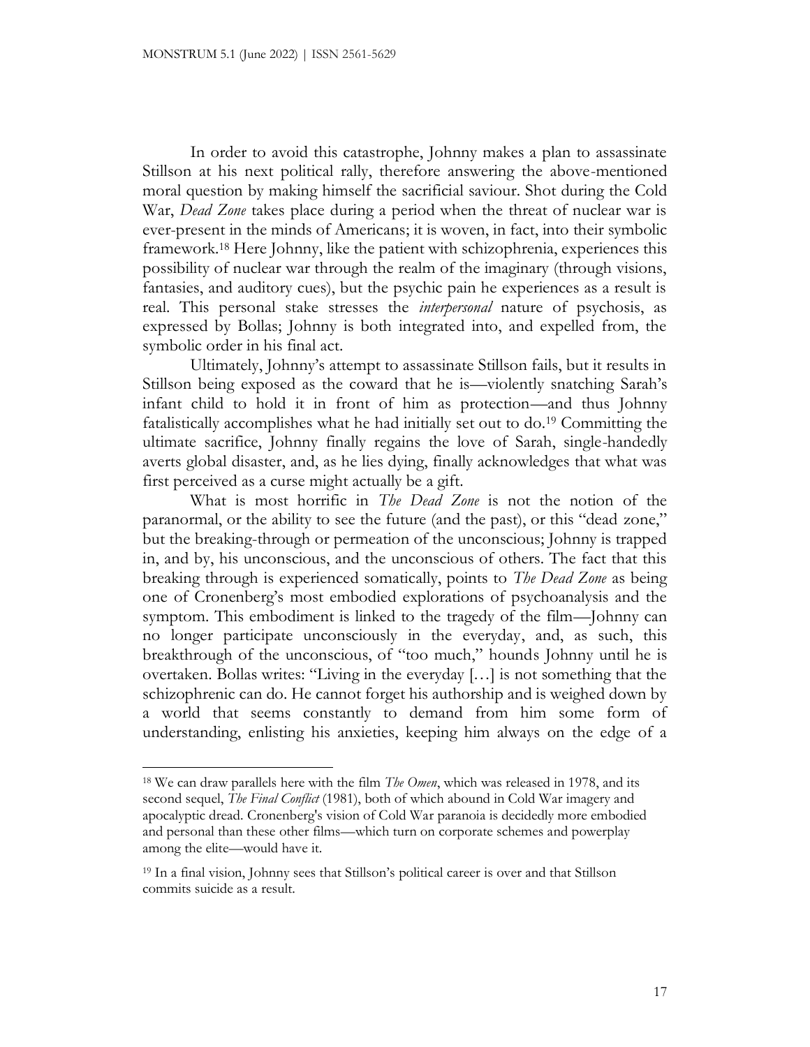In order to avoid this catastrophe, Johnny makes a plan to assassinate Stillson at his next political rally, therefore answering the above-mentioned moral question by making himself the sacrificial saviour. Shot during the Cold War, *Dead Zone* takes place during a period when the threat of nuclear war is ever-present in the minds of Americans; it is woven, in fact, into their symbolic framework.[18] Here Johnny, like the patient with schizophrenia, experiences this possibility of nuclear war through the realm of the imaginary (through visions, fantasies, and auditory cues), but the psychic pain he experiences as a result is real. This personal stake stresses the *interpersonal* nature of psychosis, as expressed by Bollas; Johnny is both integrated into, and expelled from, the symbolic order in his final act.

Ultimately, Johnny's attempt to assassinate Stillson fails, but it results in Stillson being exposed as the coward that he is—violently snatching Sarah's infant child to hold it in front of him as protection—and thus Johnny fatalistically accomplishes what he had initially set out to do.[19] Committing the ultimate sacrifice, Johnny finally regains the love of Sarah, single-handedly averts global disaster, and, as he lies dying, finally acknowledges that what was first perceived as a curse might actually be a gift.

What is most horrific in *The Dead Zone* is not the notion of the paranormal, or the ability to see the future (and the past), or this "dead zone," but the breaking-through or permeation of the unconscious; Johnny is trapped in, and by, his unconscious, and the unconscious of others. The fact that this breaking through is experienced somatically, points to *The Dead Zone* as being one of Cronenberg's most embodied explorations of psychoanalysis and the symptom. This embodiment is linked to the tragedy of the film—Johnny can no longer participate unconsciously in the everyday, and, as such, this breakthrough of the unconscious, of "too much," hounds Johnny until he is overtaken. Bollas writes: "Living in the everyday […] is not something that the schizophrenic can do. He cannot forget his authorship and is weighed down by a world that seems constantly to demand from him some form of understanding, enlisting his anxieties, keeping him always on the edge of a

---

[18] We can draw parallels here with the film *The Omen*, which was released in 1978, and its second sequel, *The Final Conflict* (1981), both of which abound in Cold War imagery and apocalyptic dread. Cronenberg's vision of Cold War paranoia is decidedly more embodied and personal than these other films—which turn on corporate schemes and powerplay among the elite—would have it.

[19] In a final vision, Johnny sees that Stillson's political career is over and that Stillson commits suicide as a result.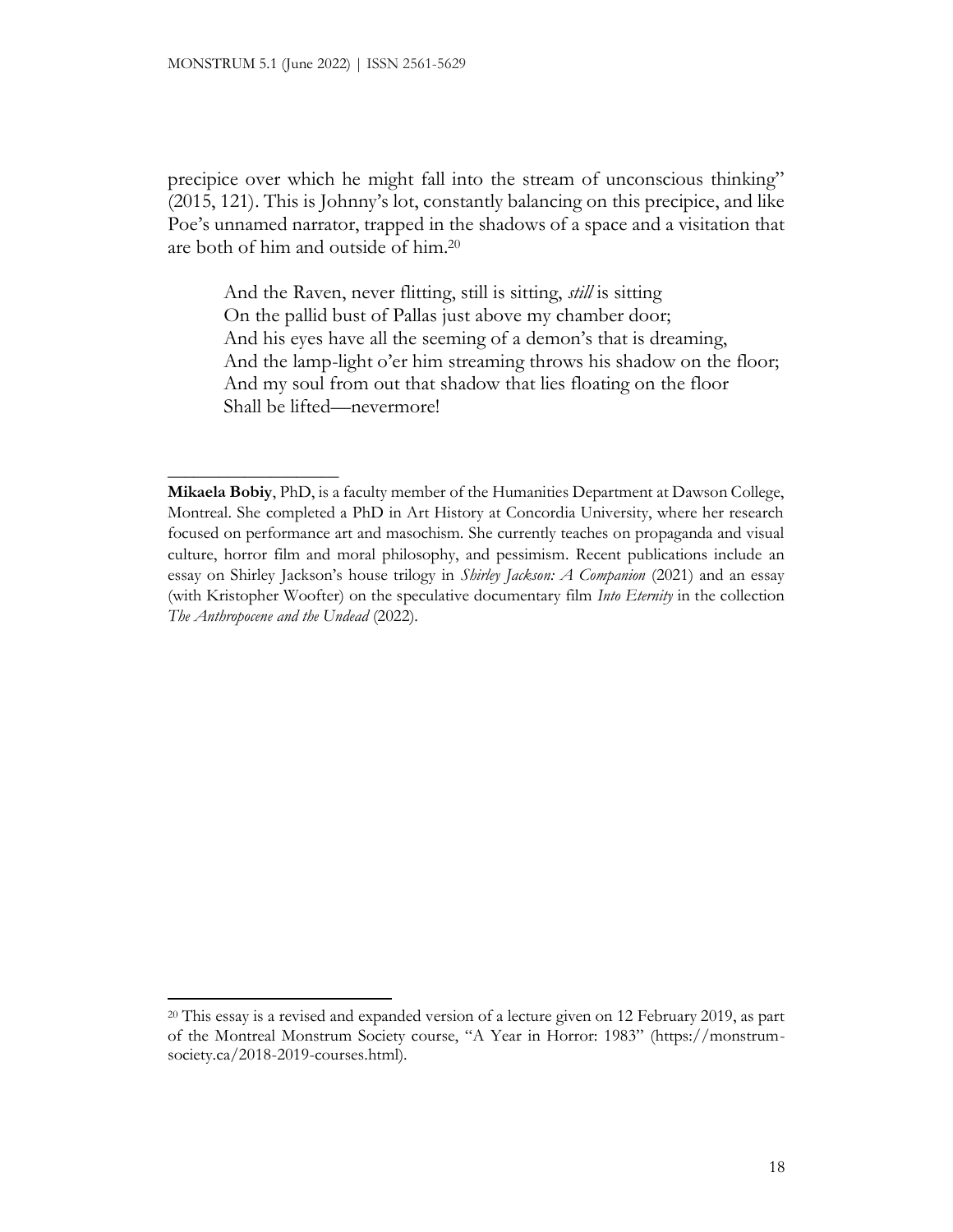precipice over which he might fall into the stream of unconscious thinking" (2015, 121). This is Johnny's lot, constantly balancing on this precipice, and like Poe's unnamed narrator, trapped in the shadows of a space and a visitation that are both of him and outside of him.[20]

> And the Raven, never flitting, still is sitting, *still* is sitting  
> On the pallid bust of Pallas just above my chamber door;  
> And his eyes have all the seeming of a demon's that is dreaming,  
> And the lamp-light o'er him streaming throws his shadow on the floor;  
> And my soul from out that shadow that lies floating on the floor  
> Shall be lifted—nevermore!

---

**Mikaela Bobiy**, PhD, is a faculty member of the Humanities Department at Dawson College, Montreal. She completed a PhD in Art History at Concordia University, where her research focused on performance art and masochism. She currently teaches on propaganda and visual culture, horror film and moral philosophy, and pessimism. Recent publications include an essay on Shirley Jackson's house trilogy in *Shirley Jackson: A Companion* (2021) and an essay (with Kristopher Woofter) on the speculative documentary film *Into Eternity* in the collection *The Anthropocene and the Undead* (2022).

---

[20] This essay is a revised and expanded version of a lecture given on 12 February 2019, as part of the Montreal Monstrum Society course, "A Year in Horror: 1983" (https://monstrum-society.ca/2018-2019-courses.html).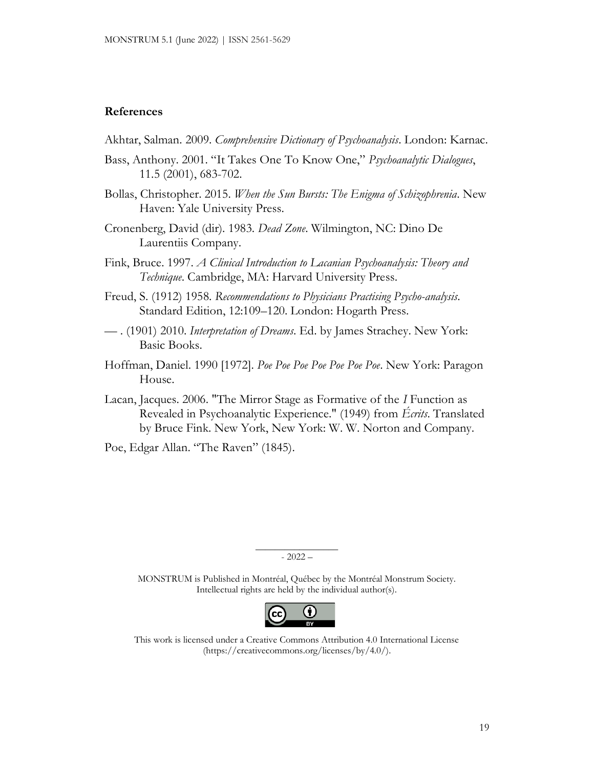## References

Akhtar, Salman. 2009. *Comprehensive Dictionary of Psychoanalysis*. London: Karnac.

Bass, Anthony. 2001. "It Takes One To Know One," *Psychoanalytic Dialogues*, 11.5 (2001), 683-702.

Bollas, Christopher. 2015. *When the Sun Bursts: The Enigma of Schizophrenia*. New Haven: Yale University Press.

Cronenberg, David (dir). 1983. *Dead Zone*. Wilmington, NC: Dino De Laurentiis Company.

Fink, Bruce. 1997. *A Clinical Introduction to Lacanian Psychoanalysis: Theory and Technique*. Cambridge, MA: Harvard University Press.

Freud, S. (1912) 1958. *Recommendations to Physicians Practising Psycho-analysis*. Standard Edition, 12:109–120. London: Hogarth Press.

— . (1901) 2010. *Interpretation of Dreams*. Ed. by James Strachey. New York: Basic Books.

Hoffman, Daniel. 1990 [1972]. *Poe Poe Poe Poe Poe Poe Poe*. New York: Paragon House.

Lacan, Jacques. 2006. "The Mirror Stage as Formative of the *I* Function as Revealed in Psychoanalytic Experience." (1949) from *Écrits*. Translated by Bruce Fink. New York, New York: W. W. Norton and Company.

Poe, Edgar Allan. "The Raven" (1845).

- 2022 –

MONSTRUM is Published in Montréal, Québec by the Montréal Monstrum Society. Intellectual rights are held by the individual author(s).

This work is licensed under a Creative Commons Attribution 4.0 International License (https://creativecommons.org/licenses/by/4.0/).